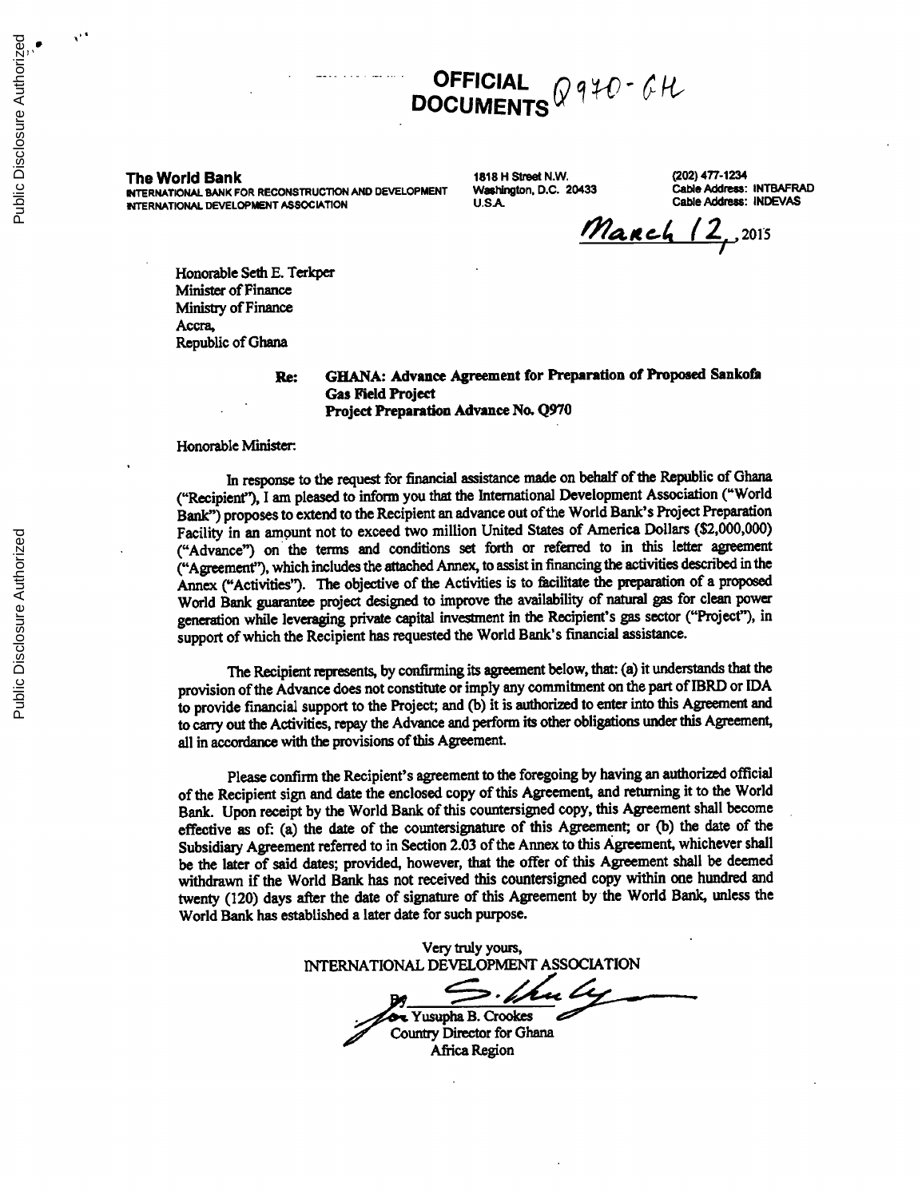# OFFICIAL DOCUMENTS Q970-GH

**The World Bank**
INTERNATIONAL BANK FOR RECONSTRUCTION AND DEVELOPMENT
INTERNATIONAL DEVELOPMENT ASSOCIATION

1818 H Street N.W.
Washington, D.C. 20433
U.S.A.

(202) 477-1234
Cable Address: INTBAFRAD
Cable Address: INDEVAS

March 12, 2015

Honorable Seth E. Terkper
Minister of Finance
Ministry of Finance
Accra,
Republic of Ghana

**Re: GHANA: Advance Agreement for Preparation of Proposed Sankofa Gas Field Project**
**Project Preparation Advance No. Q970**

Honorable Minister:

In response to the request for financial assistance made on behalf of the Republic of Ghana ("Recipient"), I am pleased to inform you that the International Development Association ("World Bank") proposes to extend to the Recipient an advance out of the World Bank's Project Preparation Facility in an amount not to exceed two million United States of America Dollars ($2,000,000) ("Advance") on the terms and conditions set forth or referred to in this letter agreement ("Agreement"), which includes the attached Annex, to assist in financing the activities described in the Annex ("Activities"). The objective of the Activities is to facilitate the preparation of a proposed World Bank guarantee project designed to improve the availability of natural gas for clean power generation while leveraging private capital investment in the Recipient's gas sector ("Project"), in support of which the Recipient has requested the World Bank's financial assistance.

The Recipient represents, by confirming its agreement below, that: (a) it understands that the provision of the Advance does not constitute or imply any commitment on the part of IBRD or IDA to provide financial support to the Project; and (b) it is authorized to enter into this Agreement and to carry out the Activities, repay the Advance and perform its other obligations under this Agreement, all in accordance with the provisions of this Agreement.

Please confirm the Recipient's agreement to the foregoing by having an authorized official of the Recipient sign and date the enclosed copy of this Agreement, and returning it to the World Bank. Upon receipt by the World Bank of this countersigned copy, this Agreement shall become effective as of: (a) the date of the countersignature of this Agreement; or (b) the date of the Subsidiary Agreement referred to in Section 2.03 of the Annex to this Agreement, whichever shall be the later of said dates; provided, however, that the offer of this Agreement shall be deemed withdrawn if the World Bank has not received this countersigned copy within one hundred and twenty (120) days after the date of signature of this Agreement by the World Bank, unless the World Bank has established a later date for such purpose.

Very truly yours,
INTERNATIONAL DEVELOPMENT ASSOCIATION

By: for Yusupha B. Crookes
Country Director for Ghana
Africa Region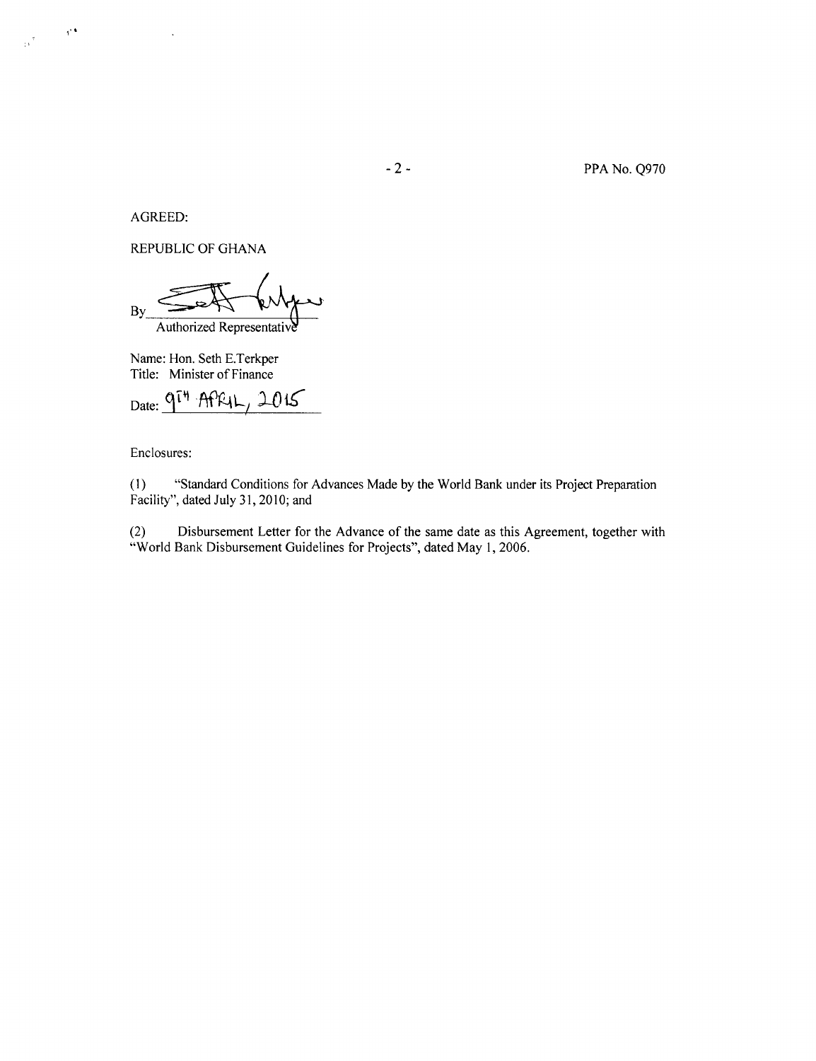AGREED:

REPUBLIC OF GHANA

By \_\_\_\_\_\_\_\_\_\_\_\_\_\_\_\_\_\_\_\_\_\_\_\_\_\_\_\_
Authorized Representative

Name: Hon. Seth E.Terkper
Title: Minister of Finance

Date: 9TH APRIL, 2015

Enclosures:

(1) "Standard Conditions for Advances Made by the World Bank under its Project Preparation Facility", dated July 31, 2010; and

(2) Disbursement Letter for the Advance of the same date as this Agreement, together with "World Bank Disbursement Guidelines for Projects", dated May 1, 2006.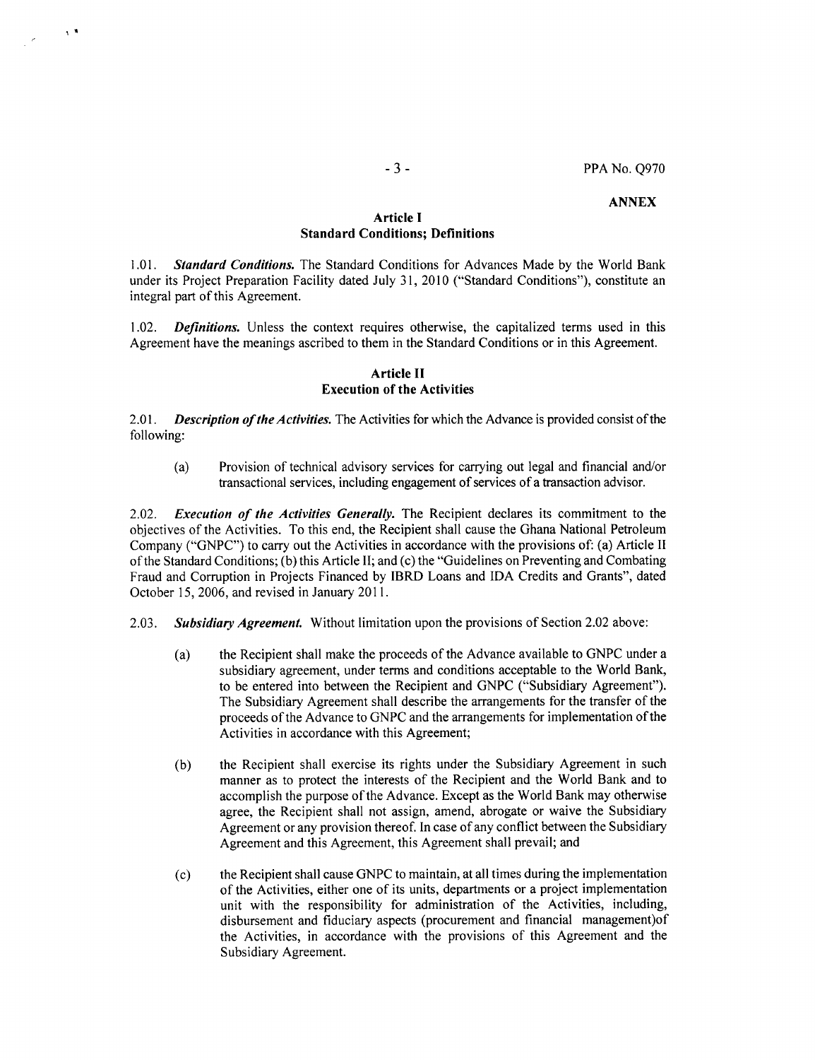**ANNEX**

## Article I
## Standard Conditions; Definitions

1.01. ***Standard Conditions.*** The Standard Conditions for Advances Made by the World Bank under its Project Preparation Facility dated July 31, 2010 ("Standard Conditions"), constitute an integral part of this Agreement.

1.02. ***Definitions.*** Unless the context requires otherwise, the capitalized terms used in this Agreement have the meanings ascribed to them in the Standard Conditions or in this Agreement.

## Article II
## Execution of the Activities

2.01. ***Description of the Activities.*** The Activities for which the Advance is provided consist of the following:

(a) Provision of technical advisory services for carrying out legal and financial and/or transactional services, including engagement of services of a transaction advisor.

2.02. ***Execution of the Activities Generally.*** The Recipient declares its commitment to the objectives of the Activities. To this end, the Recipient shall cause the Ghana National Petroleum Company ("GNPC") to carry out the Activities in accordance with the provisions of: (a) Article II of the Standard Conditions; (b) this Article II; and (c) the "Guidelines on Preventing and Combating Fraud and Corruption in Projects Financed by IBRD Loans and IDA Credits and Grants", dated October 15, 2006, and revised in January 2011.

2.03. ***Subsidiary Agreement.*** Without limitation upon the provisions of Section 2.02 above:

(a) the Recipient shall make the proceeds of the Advance available to GNPC under a subsidiary agreement, under terms and conditions acceptable to the World Bank, to be entered into between the Recipient and GNPC ("Subsidiary Agreement"). The Subsidiary Agreement shall describe the arrangements for the transfer of the proceeds of the Advance to GNPC and the arrangements for implementation of the Activities in accordance with this Agreement;

(b) the Recipient shall exercise its rights under the Subsidiary Agreement in such manner as to protect the interests of the Recipient and the World Bank and to accomplish the purpose of the Advance. Except as the World Bank may otherwise agree, the Recipient shall not assign, amend, abrogate or waive the Subsidiary Agreement or any provision thereof. In case of any conflict between the Subsidiary Agreement and this Agreement, this Agreement shall prevail; and

(c) the Recipient shall cause GNPC to maintain, at all times during the implementation of the Activities, either one of its units, departments or a project implementation unit with the responsibility for administration of the Activities, including, disbursement and fiduciary aspects (procurement and financial management)of the Activities, in accordance with the provisions of this Agreement and the Subsidiary Agreement.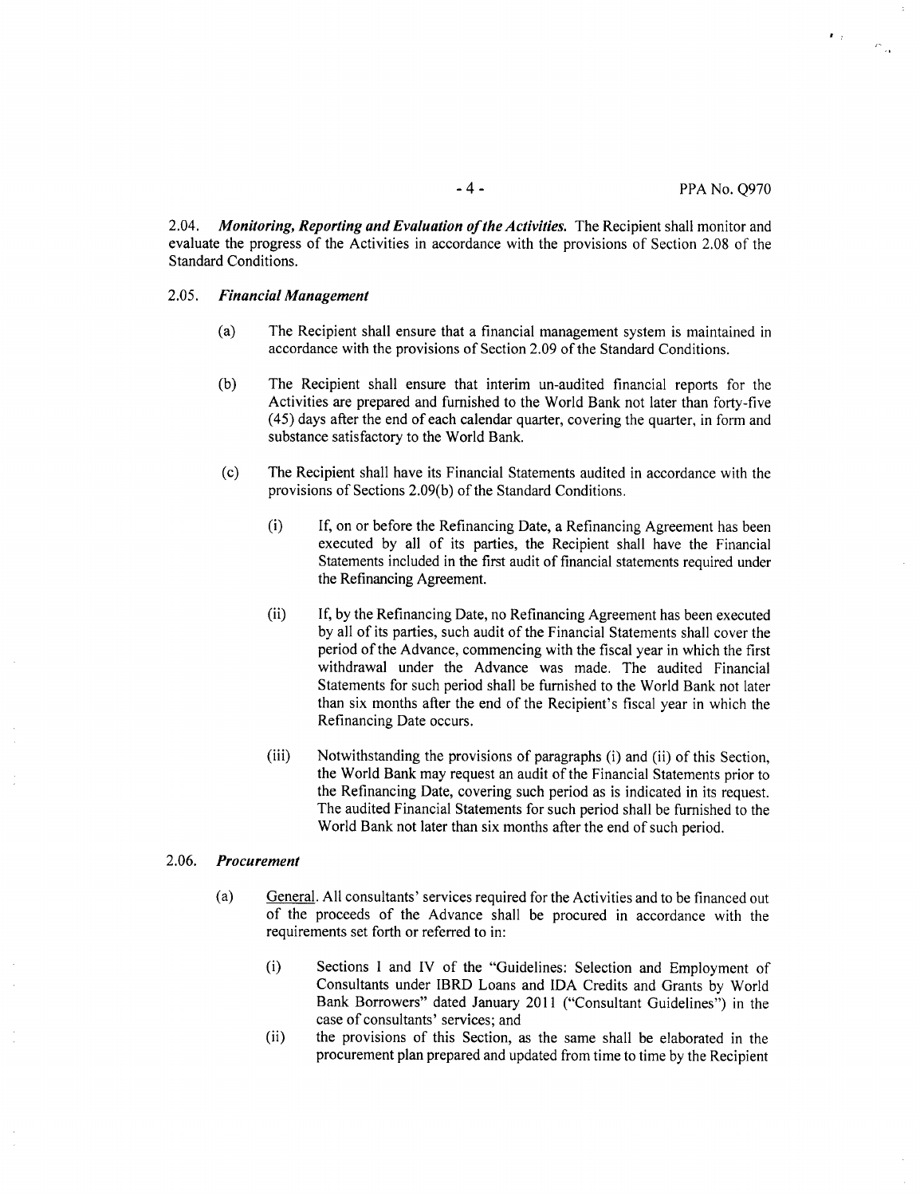2.04. ***Monitoring, Reporting and Evaluation of the Activities.*** The Recipient shall monitor and evaluate the progress of the Activities in accordance with the provisions of Section 2.08 of the Standard Conditions.

2.05. ***Financial Management***

(a) The Recipient shall ensure that a financial management system is maintained in accordance with the provisions of Section 2.09 of the Standard Conditions.

(b) The Recipient shall ensure that interim un-audited financial reports for the Activities are prepared and furnished to the World Bank not later than forty-five (45) days after the end of each calendar quarter, covering the quarter, in form and substance satisfactory to the World Bank.

(c) The Recipient shall have its Financial Statements audited in accordance with the provisions of Sections 2.09(b) of the Standard Conditions.

(i) If, on or before the Refinancing Date, a Refinancing Agreement has been executed by all of its parties, the Recipient shall have the Financial Statements included in the first audit of financial statements required under the Refinancing Agreement.

(ii) If, by the Refinancing Date, no Refinancing Agreement has been executed by all of its parties, such audit of the Financial Statements shall cover the period of the Advance, commencing with the fiscal year in which the first withdrawal under the Advance was made. The audited Financial Statements for such period shall be furnished to the World Bank not later than six months after the end of the Recipient's fiscal year in which the Refinancing Date occurs.

(iii) Notwithstanding the provisions of paragraphs (i) and (ii) of this Section, the World Bank may request an audit of the Financial Statements prior to the Refinancing Date, covering such period as is indicated in its request. The audited Financial Statements for such period shall be furnished to the World Bank not later than six months after the end of such period.

2.06. ***Procurement***

(a) General. All consultants' services required for the Activities and to be financed out of the proceeds of the Advance shall be procured in accordance with the requirements set forth or referred to in:

(i) Sections I and IV of the "Guidelines: Selection and Employment of Consultants under IBRD Loans and IDA Credits and Grants by World Bank Borrowers" dated January 2011 ("Consultant Guidelines") in the case of consultants' services; and

(ii) the provisions of this Section, as the same shall be elaborated in the procurement plan prepared and updated from time to time by the Recipient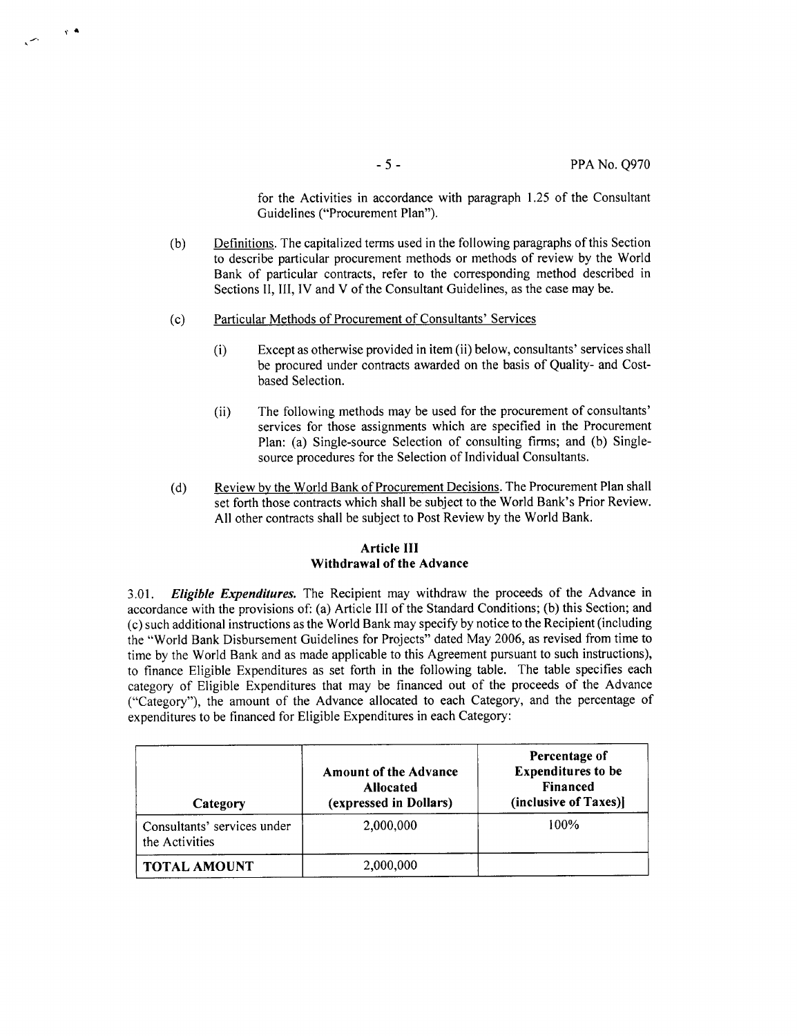for the Activities in accordance with paragraph 1.25 of the Consultant Guidelines ("Procurement Plan").

(b) Definitions. The capitalized terms used in the following paragraphs of this Section to describe particular procurement methods or methods of review by the World Bank of particular contracts, refer to the corresponding method described in Sections II, III, IV and V of the Consultant Guidelines, as the case may be.

(c) Particular Methods of Procurement of Consultants' Services

(i) Except as otherwise provided in item (ii) below, consultants' services shall be procured under contracts awarded on the basis of Quality- and Cost-based Selection.

(ii) The following methods may be used for the procurement of consultants' services for those assignments which are specified in the Procurement Plan: (a) Single-source Selection of consulting firms; and (b) Single-source procedures for the Selection of Individual Consultants.

(d) Review by the World Bank of Procurement Decisions. The Procurement Plan shall set forth those contracts which shall be subject to the World Bank's Prior Review. All other contracts shall be subject to Post Review by the World Bank.

## Article III
## Withdrawal of the Advance

3.01. ***Eligible Expenditures.*** The Recipient may withdraw the proceeds of the Advance in accordance with the provisions of: (a) Article III of the Standard Conditions; (b) this Section; and (c) such additional instructions as the World Bank may specify by notice to the Recipient (including the "World Bank Disbursement Guidelines for Projects" dated May 2006, as revised from time to time by the World Bank and as made applicable to this Agreement pursuant to such instructions), to finance Eligible Expenditures as set forth in the following table. The table specifies each category of Eligible Expenditures that may be financed out of the proceeds of the Advance ("Category"), the amount of the Advance allocated to each Category, and the percentage of expenditures to be financed for Eligible Expenditures in each Category:

| Category | Amount of the Advance Allocated (expressed in Dollars) | Percentage of Expenditures to be Financed (inclusive of Taxes)] |
|---|---|---|
| Consultants' services under the Activities | 2,000,000 | 100% |
| **TOTAL AMOUNT** | 2,000,000 | |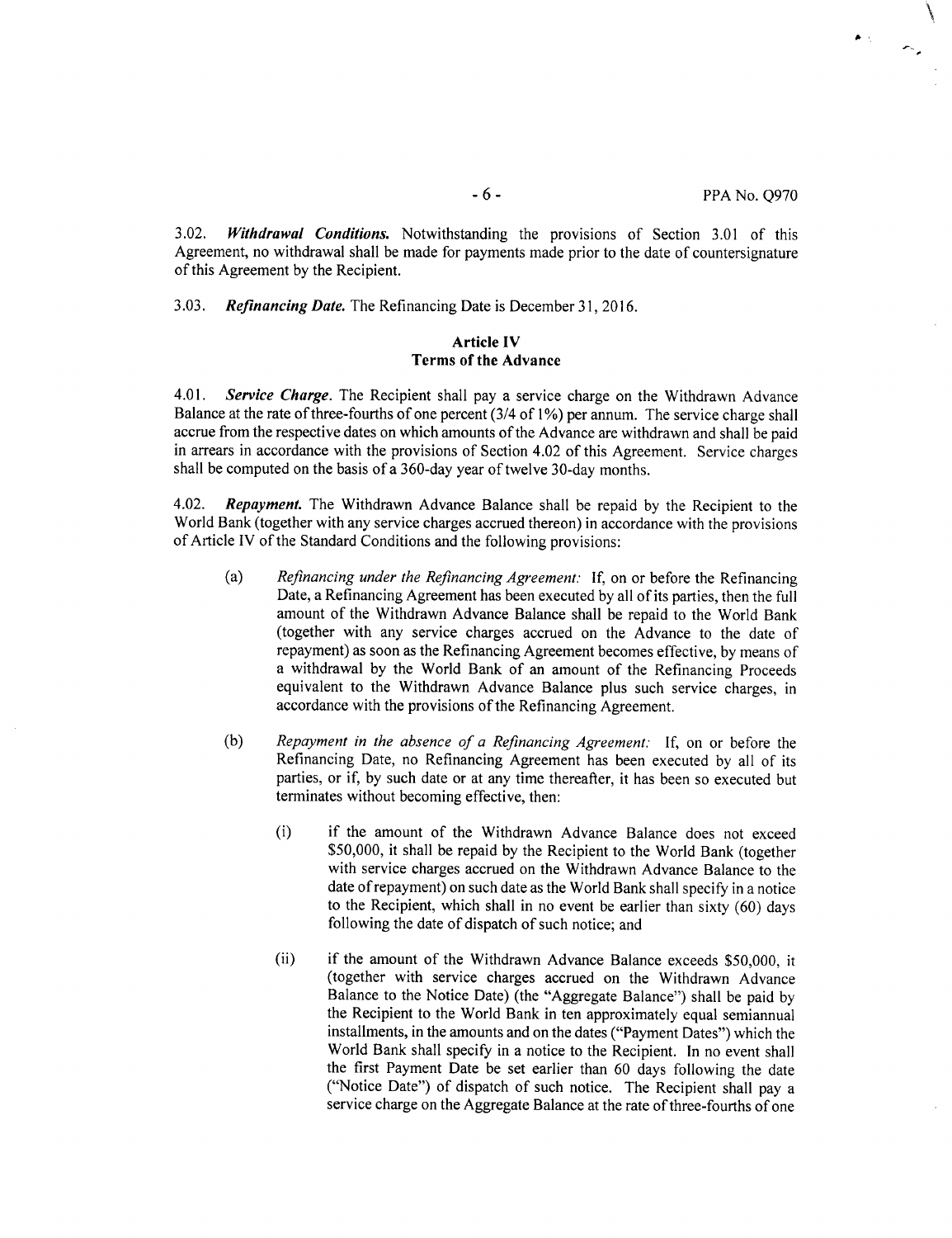3.02. ***Withdrawal Conditions.*** Notwithstanding the provisions of Section 3.01 of this Agreement, no withdrawal shall be made for payments made prior to the date of countersignature of this Agreement by the Recipient.

3.03. ***Refinancing Date.*** The Refinancing Date is December 31, 2016.

## Article IV
## Terms of the Advance

4.01. ***Service Charge.*** The Recipient shall pay a service charge on the Withdrawn Advance Balance at the rate of three-fourths of one percent (3/4 of 1%) per annum. The service charge shall accrue from the respective dates on which amounts of the Advance are withdrawn and shall be paid in arrears in accordance with the provisions of Section 4.02 of this Agreement. Service charges shall be computed on the basis of a 360-day year of twelve 30-day months.

4.02. ***Repayment.*** The Withdrawn Advance Balance shall be repaid by the Recipient to the World Bank (together with any service charges accrued thereon) in accordance with the provisions of Article IV of the Standard Conditions and the following provisions:

(a) *Refinancing under the Refinancing Agreement:* If, on or before the Refinancing Date, a Refinancing Agreement has been executed by all of its parties, then the full amount of the Withdrawn Advance Balance shall be repaid to the World Bank (together with any service charges accrued on the Advance to the date of repayment) as soon as the Refinancing Agreement becomes effective, by means of a withdrawal by the World Bank of an amount of the Refinancing Proceeds equivalent to the Withdrawn Advance Balance plus such service charges, in accordance with the provisions of the Refinancing Agreement.

(b) *Repayment in the absence of a Refinancing Agreement:* If, on or before the Refinancing Date, no Refinancing Agreement has been executed by all of its parties, or if, by such date or at any time thereafter, it has been so executed but terminates without becoming effective, then:

(i) if the amount of the Withdrawn Advance Balance does not exceed $50,000, it shall be repaid by the Recipient to the World Bank (together with service charges accrued on the Withdrawn Advance Balance to the date of repayment) on such date as the World Bank shall specify in a notice to the Recipient, which shall in no event be earlier than sixty (60) days following the date of dispatch of such notice; and

(ii) if the amount of the Withdrawn Advance Balance exceeds $50,000, it (together with service charges accrued on the Withdrawn Advance Balance to the Notice Date) (the "Aggregate Balance") shall be paid by the Recipient to the World Bank in ten approximately equal semiannual installments, in the amounts and on the dates ("Payment Dates") which the World Bank shall specify in a notice to the Recipient. In no event shall the first Payment Date be set earlier than 60 days following the date ("Notice Date") of dispatch of such notice. The Recipient shall pay a service charge on the Aggregate Balance at the rate of three-fourths of one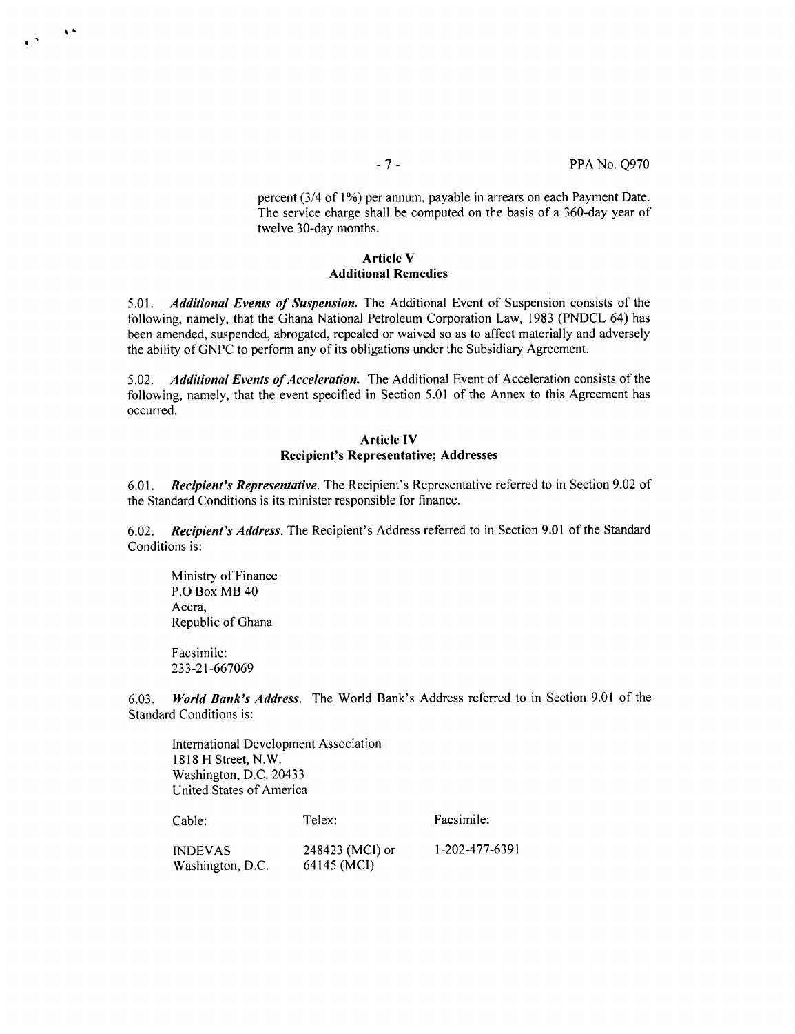percent (3/4 of 1%) per annum, payable in arrears on each Payment Date. The service charge shall be computed on the basis of a 360-day year of twelve 30-day months.

## Article V
## Additional Remedies

5.01. ***Additional Events of Suspension.*** The Additional Event of Suspension consists of the following, namely, that the Ghana National Petroleum Corporation Law, 1983 (PNDCL 64) has been amended, suspended, abrogated, repealed or waived so as to affect materially and adversely the ability of GNPC to perform any of its obligations under the Subsidiary Agreement.

5.02. ***Additional Events of Acceleration.*** The Additional Event of Acceleration consists of the following, namely, that the event specified in Section 5.01 of the Annex to this Agreement has occurred.

## Article IV
## Recipient's Representative; Addresses

6.01. ***Recipient's Representative.*** The Recipient's Representative referred to in Section 9.02 of the Standard Conditions is its minister responsible for finance.

6.02. ***Recipient's Address.*** The Recipient's Address referred to in Section 9.01 of the Standard Conditions is:

Ministry of Finance
P.O Box MB 40
Accra,
Republic of Ghana

Facsimile:
233-21-667069

6.03. ***World Bank's Address.*** The World Bank's Address referred to in Section 9.01 of the Standard Conditions is:

International Development Association
1818 H Street, N.W.
Washington, D.C. 20433
United States of America

| Cable: | Telex: | Facsimile: |
|---|---|---|
| INDEVAS<br>Washington, D.C. | 248423 (MCI) or<br>64145 (MCI) | 1-202-477-6391 |